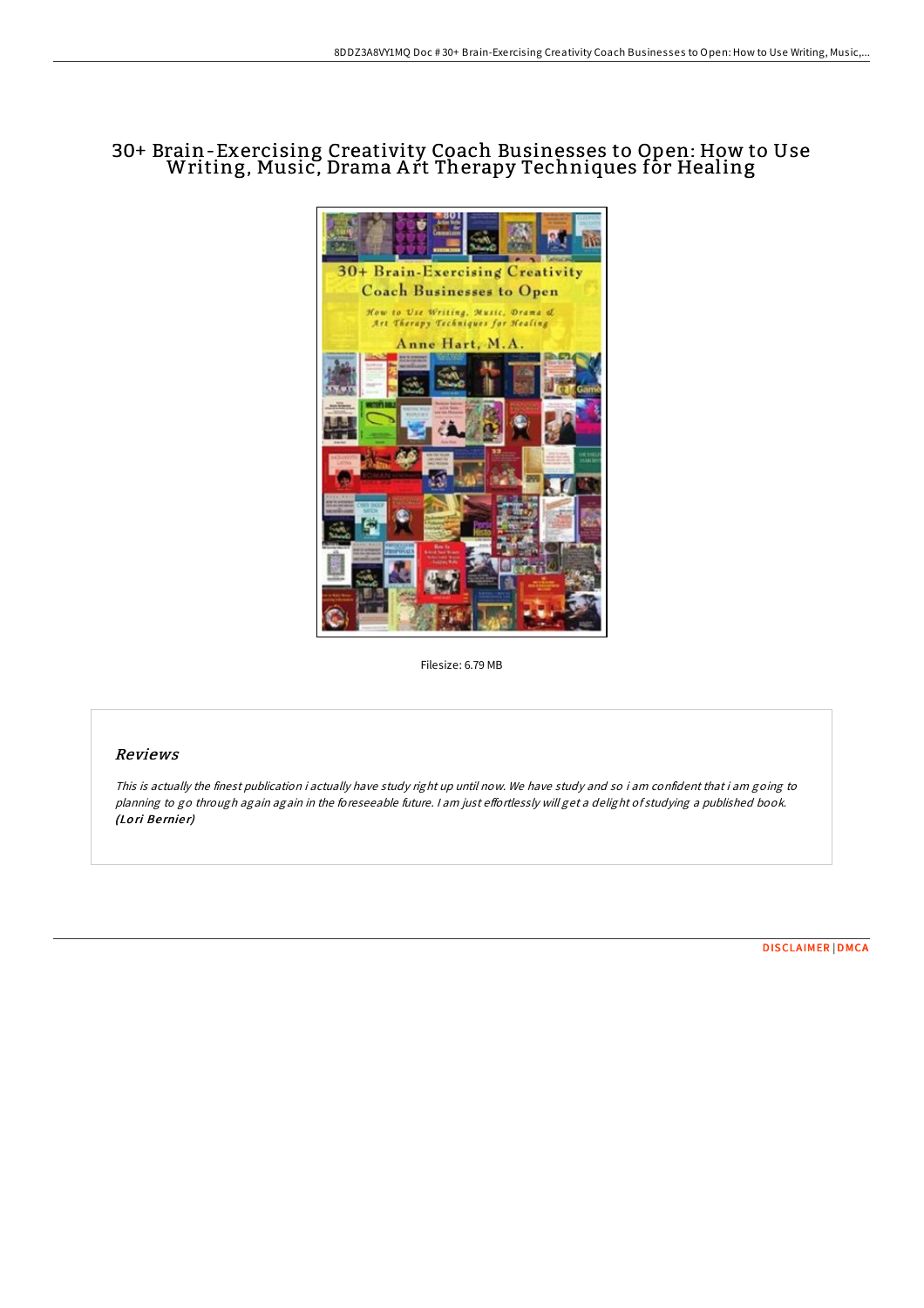# 30+ Brain-Exercising Creativity Coach Businesses to Open: How to Use Writing, Music, Drama Art Therapy Techniques for Healing

Filesize: 6.79 MB

## Reviews

*This is actually the finest publication i actually have study right up until now. We have study and so i am confident that i am going to planning to go through again again in the foreseeable future. I am just effortlessly will get a delight of studying a published book.* ***(Lori Bernier)***

DISCLAIMER | DMCA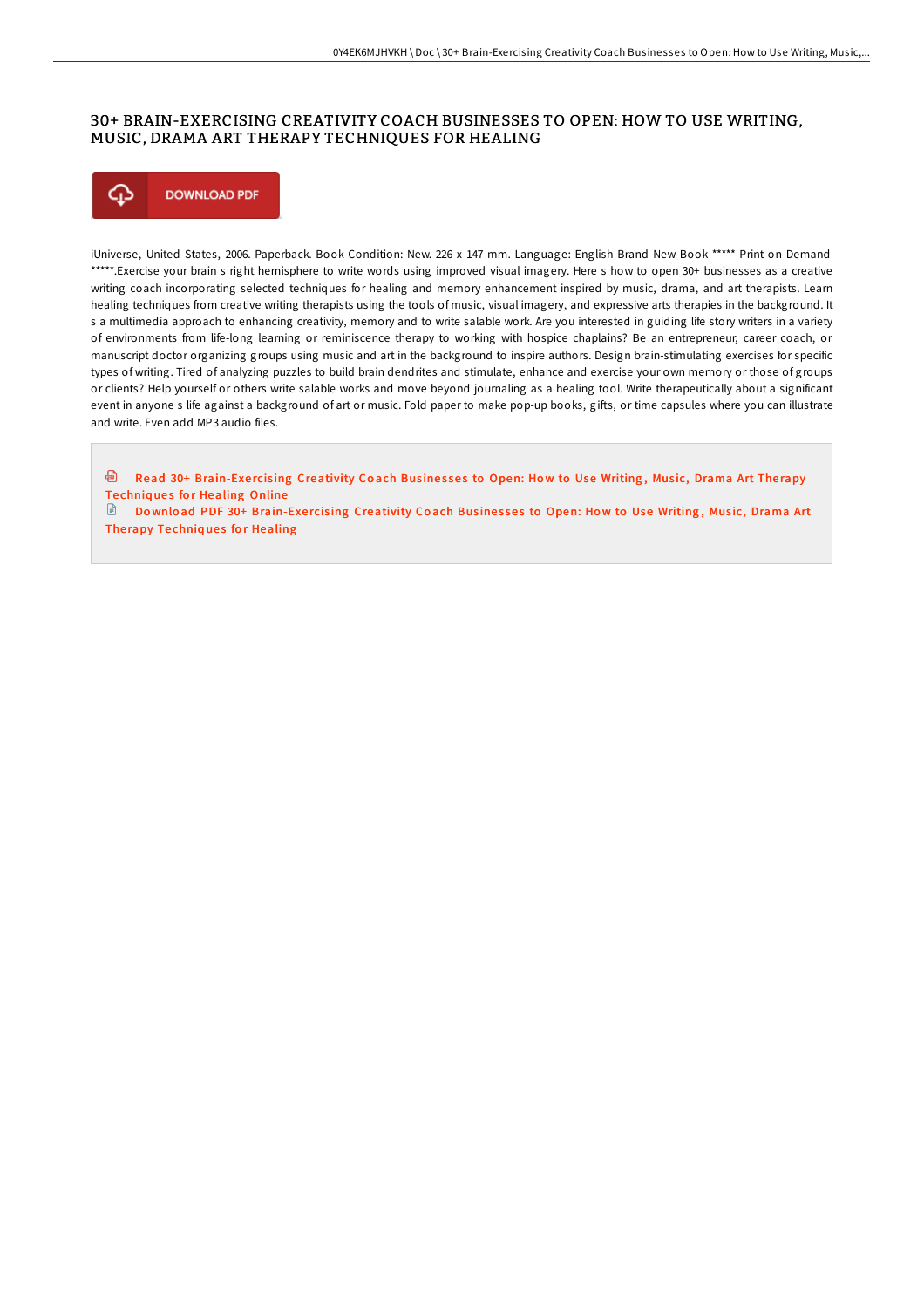# 30+ BRAIN-EXERCISING CREATIVITY COACH BUSINESSES TO OPEN: HOW TO USE WRITING, MUSIC, DRAMA ART THERAPY TECHNIQUES FOR HEALING

DOWNLOAD PDF

iUniverse, United States, 2006. Paperback. Book Condition: New. 226 x 147 mm. Language: English Brand New Book ***** Print on Demand *****.Exercise your brain s right hemisphere to write words using improved visual imagery. Here s how to open 30+ businesses as a creative writing coach incorporating selected techniques for healing and memory enhancement inspired by music, drama, and art therapists. Learn healing techniques from creative writing therapists using the tools of music, visual imagery, and expressive arts therapies in the background. It s a multimedia approach to enhancing creativity, memory and to write salable work. Are you interested in guiding life story writers in a variety of environments from life-long learning or reminiscence therapy to working with hospice chaplains? Be an entrepreneur, career coach, or manuscript doctor organizing groups using music and art in the background to inspire authors. Design brain-stimulating exercises for specific types of writing. Tired of analyzing puzzles to build brain dendrites and stimulate, enhance and exercise your own memory or those of groups or clients? Help yourself or others write salable works and move beyond journaling as a healing tool. Write therapeutically about a significant event in anyone s life against a background of art or music. Fold paper to make pop-up books, gifts, or time capsules where you can illustrate and write. Even add MP3 audio files.

Read 30+ Brain-Exercising Creativity Coach Businesses to Open: How to Use Writing, Music, Drama Art Therapy Techniques for Healing Online

Download PDF 30+ Brain-Exercising Creativity Coach Businesses to Open: How to Use Writing, Music, Drama Art Therapy Techniques for Healing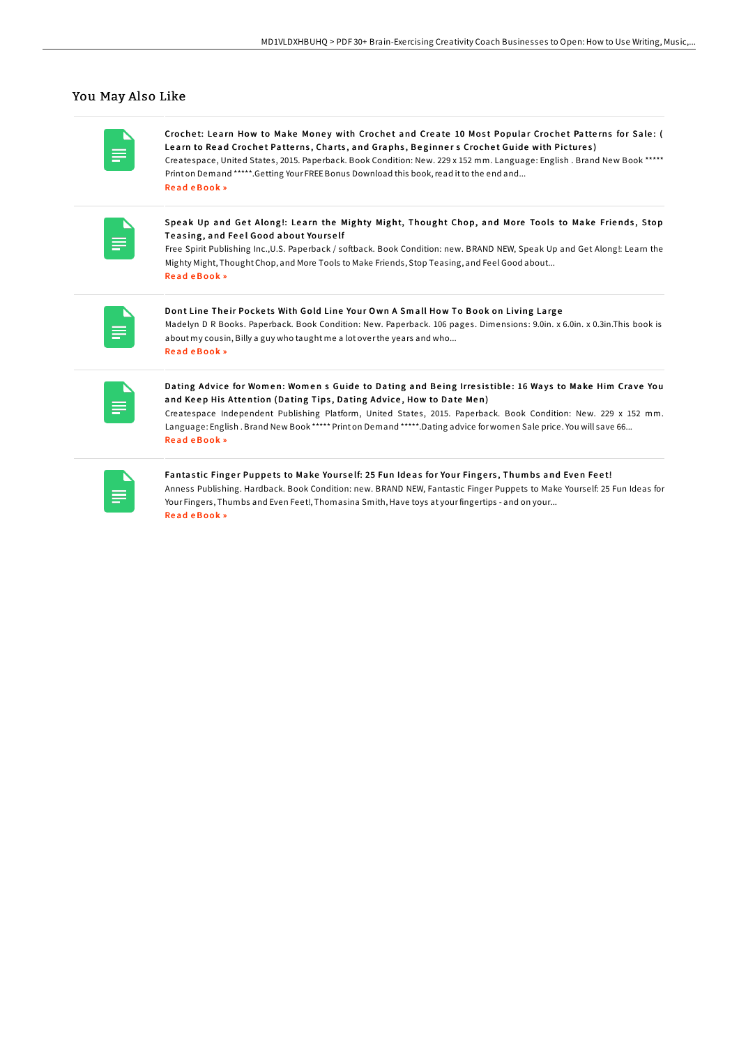## You May Also Like

**Crochet: Learn How to Make Money with Crochet and Create 10 Most Popular Crochet Patterns for Sale: ( Learn to Read Crochet Patterns, Charts, and Graphs, Beginner s Crochet Guide with Pictures)**

Createspace, United States, 2015. Paperback. Book Condition: New. 229 x 152 mm. Language: English . Brand New Book ***** Print on Demand *****.Getting Your FREE Bonus Download this book, read it to the end and...

Read eBook »

**Speak Up and Get Along!: Learn the Mighty Might, Thought Chop, and More Tools to Make Friends, Stop Teasing, and Feel Good about Yourself**

Free Spirit Publishing Inc.,U.S. Paperback / softback. Book Condition: new. BRAND NEW, Speak Up and Get Along!: Learn the Mighty Might, Thought Chop, and More Tools to Make Friends, Stop Teasing, and Feel Good about...

Read eBook »

**Dont Line Their Pockets With Gold Line Your Own A Small How To Book on Living Large**

Madelyn D R Books. Paperback. Book Condition: New. Paperback. 106 pages. Dimensions: 9.0in. x 6.0in. x 0.3in.This book is about my cousin, Billy a guy who taught me a lot over the years and who...

Read eBook »

**Dating Advice for Women: Women s Guide to Dating and Being Irresistible: 16 Ways to Make Him Crave You and Keep His Attention (Dating Tips, Dating Advice, How to Date Men)**

Createspace Independent Publishing Platform, United States, 2015. Paperback. Book Condition: New. 229 x 152 mm. Language: English . Brand New Book ***** Print on Demand *****.Dating advice for women Sale price. You will save 66...

Read eBook »

**Fantastic Finger Puppets to Make Yourself: 25 Fun Ideas for Your Fingers, Thumbs and Even Feet!**

Anness Publishing. Hardback. Book Condition: new. BRAND NEW, Fantastic Finger Puppets to Make Yourself: 25 Fun Ideas for Your Fingers, Thumbs and Even Feet!, Thomasina Smith, Have toys at your fingertips - and on your...

Read eBook »